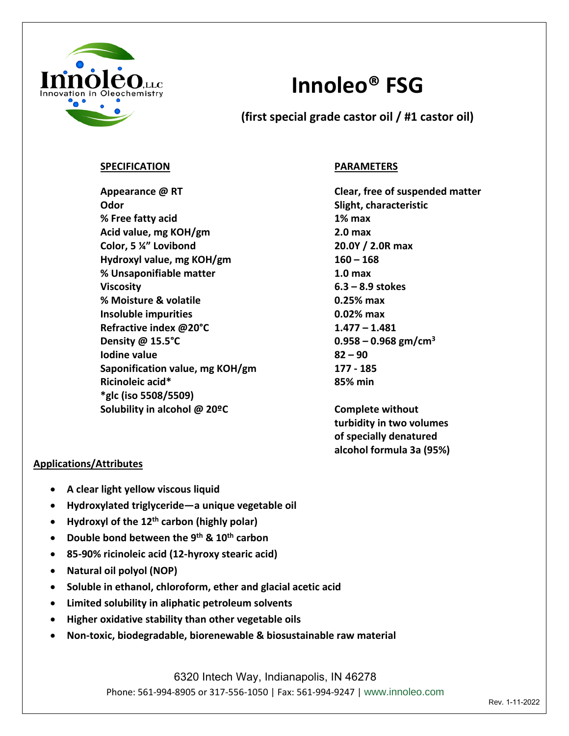Innoleo, LLC
Innovation in Oleochemistry

# Innoleo® FSG

## (first special grade castor oil / #1 castor oil)

| SPECIFICATION | PARAMETERS |
|---|---|
| Appearance @ RT | Clear, free of suspended matter |
| Odor | Slight, characteristic |
| % Free fatty acid | 1% max |
| Acid value, mg KOH/gm | 2.0 max |
| Color, 5 ¼” Lovibond | 20.0Y / 2.0R max |
| Hydroxyl value, mg KOH/gm | 160 – 168 |
| % Unsaponifiable matter | 1.0 max |
| Viscosity | 6.3 – 8.9 stokes |
| % Moisture & volatile | 0.25% max |
| Insoluble impurities | 0.02% max |
| Refractive index @20°C | 1.477 – 1.481 |
| Density @ 15.5°C | 0.958 – 0.968 gm/cm$^3$ |
| Iodine value | 82 – 90 |
| Saponification value, mg KOH/gm | 177 - 185 |
| Ricinoleic acid* | 85% min |
| *glc (iso 5508/5509) | |
| Solubility in alcohol @ 20ºC | Complete without turbidity in two volumes of specially denatured alcohol formula 3a (95%) |

### Applications/Attributes

- A clear light yellow viscous liquid
- Hydroxylated triglyceride—a unique vegetable oil
- Hydroxyl of the 12th carbon (highly polar)
- Double bond between the 9th & 10th carbon
- 85-90% ricinoleic acid (12-hyroxy stearic acid)
- Natural oil polyol (NOP)
- Soluble in ethanol, chloroform, ether and glacial acetic acid
- Limited solubility in aliphatic petroleum solvents
- Higher oxidative stability than other vegetable oils
- Non-toxic, biodegradable, biorenewable & biosustainable raw material

6320 Intech Way, Indianapolis, IN 46278

Phone: 561-994-8905 or 317-556-1050 | Fax: 561-994-9247 | www.innoleo.com

Rev. 1-11-2022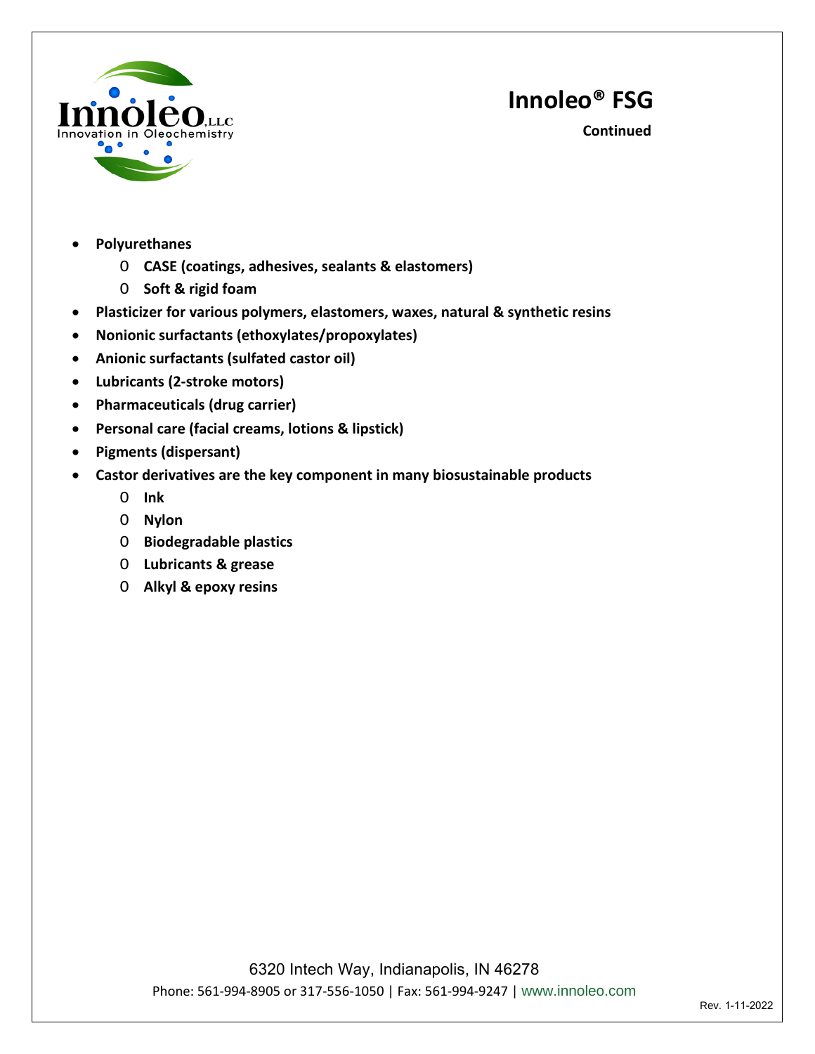# Innoleo® FSG

**Continued**

- **Polyurethanes**
  - **CASE (coatings, adhesives, sealants & elastomers)**
  - **Soft & rigid foam**
- **Plasticizer for various polymers, elastomers, waxes, natural & synthetic resins**
- **Nonionic surfactants (ethoxylates/propoxylates)**
- **Anionic surfactants (sulfated castor oil)**
- **Lubricants (2-stroke motors)**
- **Pharmaceuticals (drug carrier)**
- **Personal care (facial creams, lotions & lipstick)**
- **Pigments (dispersant)**
- **Castor derivatives are the key component in many biosustainable products**
  - **Ink**
  - **Nylon**
  - **Biodegradable plastics**
  - **Lubricants & grease**
  - **Alkyl & epoxy resins**

6320 Intech Way, Indianapolis, IN 46278

Phone: 561-994-8905 or 317-556-1050 | Fax: 561-994-9247 | www.innoleo.com

Rev. 1-11-2022